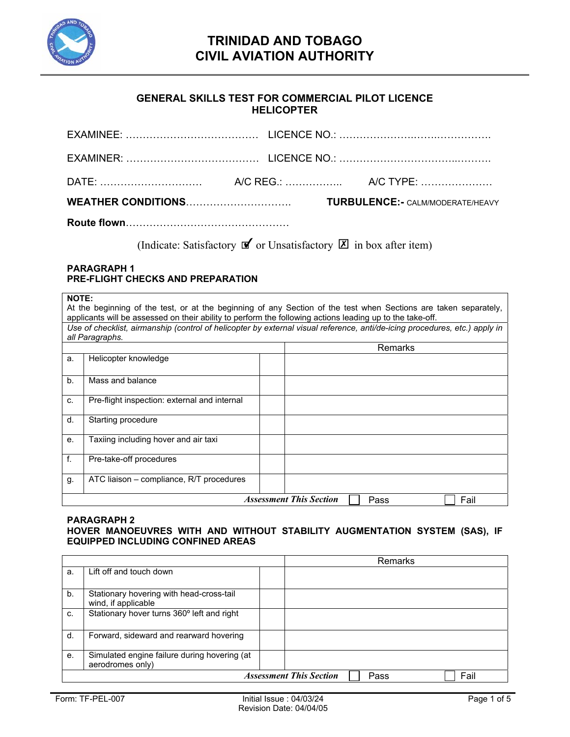# TRINIDAD AND TOBAGO CIVIL AVIATION AUTHORITY

## GENERAL SKILLS TEST FOR COMMERCIAL PILOT LICENCE HELICOPTER

EXAMINEE: ………………………………… LICENCE NO.: ……………………..……..…………….

EXAMINER: ………………………………… LICENCE NO.: ………………………………...……….

DATE: ………………………… A/C REG.: …………….. A/C TYPE: …………………

**WEATHER CONDITIONS**…………………………. **TURBULENCE:-** CALM/MODERATE/HEAVY

**Route flown**…………………………………………

(Indicate: Satisfactory ☑ or Unsatisfactory ☒ in box after item)

### PARAGRAPH 1
### PRE-FLIGHT CHECKS AND PREPARATION

| | | | |
|---|---|---|---|
| **NOTE:** At the beginning of the test, or at the beginning of any Section of the test when Sections are taken separately, applicants will be assessed on their ability to perform the following actions leading up to the take-off. | | | |
| *Use of checklist, airmanship (control of helicopter by external visual reference, anti/de-icing procedures, etc.) apply in all Paragraphs.* | | | |
| | | | Remarks |
| a. | Helicopter knowledge | | |
| b. | Mass and balance | | |
| c. | Pre-flight inspection: external and internal | | |
| d. | Starting procedure | | |
| e. | Taxiing including hover and air taxi | | |
| f. | Pre-take-off procedures | | |
| g. | ATC liaison – compliance, R/T procedures | | |
| | *Assessment This Section* | ☐ Pass | ☐ Fail |

### PARAGRAPH 2
### HOVER MANOEUVRES WITH AND WITHOUT STABILITY AUGMENTATION SYSTEM (SAS), IF EQUIPPED INCLUDING CONFINED AREAS

| | | | Remarks |
|---|---|---|---|
| a. | Lift off and touch down | | |
| b. | Stationary hovering with head-cross-tail wind, if applicable | | |
| c. | Stationary hover turns 360º left and right | | |
| d. | Forward, sideward and rearward hovering | | |
| e. | Simulated engine failure during hovering (at aerodromes only) | | |
| | *Assessment This Section* | ☐ Pass | ☐ Fail |

Form: TF-PEL-007 Initial Issue : 04/03/24 Revision Date: 04/04/05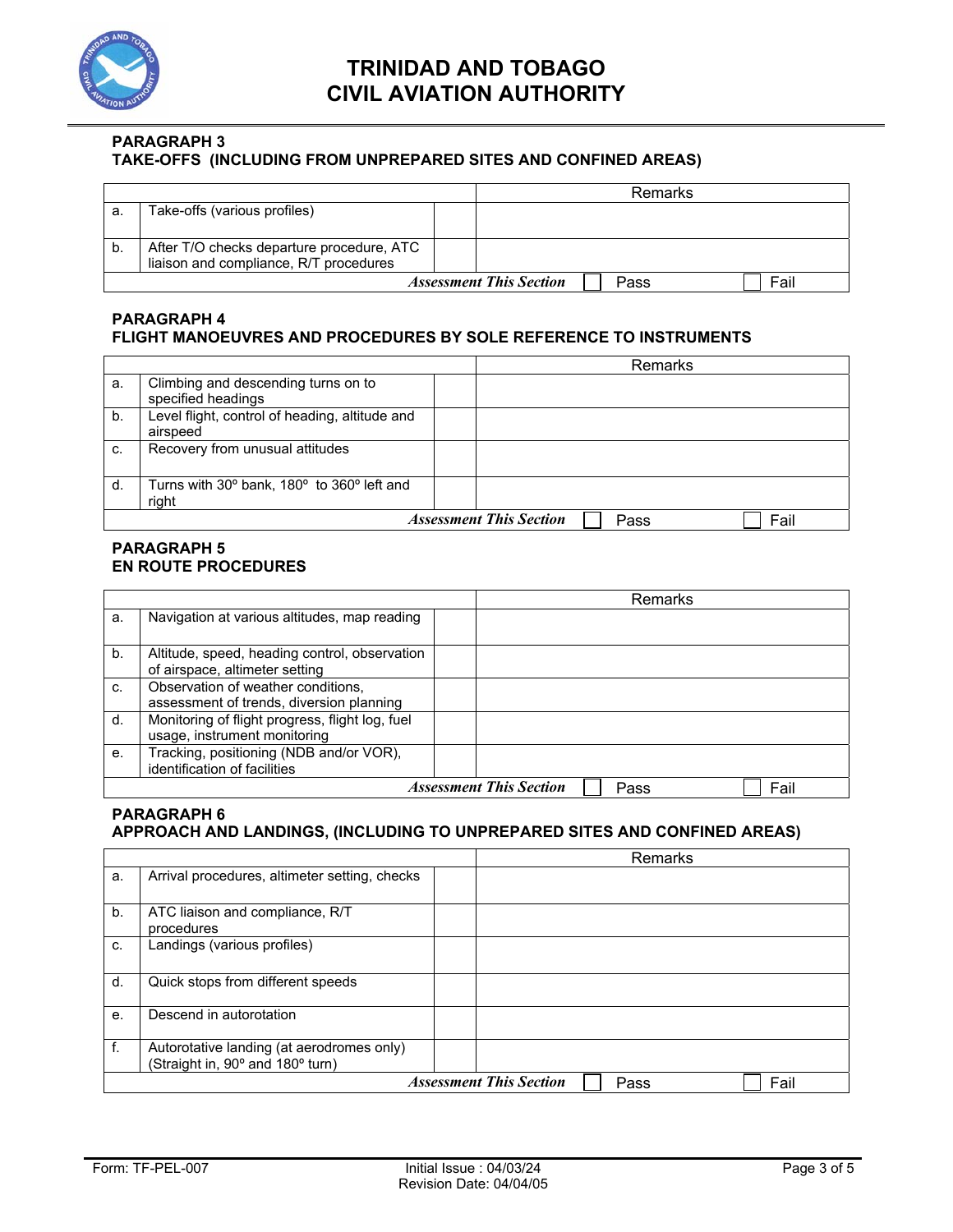# TRINIDAD AND TOBAGO CIVIL AVIATION AUTHORITY

### PARAGRAPH 3
### TAKE-OFFS (INCLUDING FROM UNPREPARED SITES AND CONFINED AREAS)

| | | | Remarks |
|---|---|---|---|
| a. | Take-offs (various profiles) | | |
| b. | After T/O checks departure procedure, ATC liaison and compliance, R/T procedures | | |
| | | ***Assessment This Section*** | ☐ Pass ☐ Fail |

### PARAGRAPH 4
### FLIGHT MANOEUVRES AND PROCEDURES BY SOLE REFERENCE TO INSTRUMENTS

| | | | Remarks |
|---|---|---|---|
| a. | Climbing and descending turns on to specified headings | | |
| b. | Level flight, control of heading, altitude and airspeed | | |
| c. | Recovery from unusual attitudes | | |
| d. | Turns with 30º bank, 180º to 360º left and right | | |
| | | ***Assessment This Section*** | ☐ Pass ☐ Fail |

### PARAGRAPH 5
### EN ROUTE PROCEDURES

| | | | Remarks |
|---|---|---|---|
| a. | Navigation at various altitudes, map reading | | |
| b. | Altitude, speed, heading control, observation of airspace, altimeter setting | | |
| c. | Observation of weather conditions, assessment of trends, diversion planning | | |
| d. | Monitoring of flight progress, flight log, fuel usage, instrument monitoring | | |
| e. | Tracking, positioning (NDB and/or VOR), identification of facilities | | |
| | | ***Assessment This Section*** | ☐ Pass ☐ Fail |

### PARAGRAPH 6
### APPROACH AND LANDINGS, (INCLUDING TO UNPREPARED SITES AND CONFINED AREAS)

| | | | Remarks |
|---|---|---|---|
| a. | Arrival procedures, altimeter setting, checks | | |
| b. | ATC liaison and compliance, R/T procedures | | |
| c. | Landings (various profiles) | | |
| d. | Quick stops from different speeds | | |
| e. | Descend in autorotation | | |
| f. | Autorotative landing (at aerodromes only) (Straight in, 90º and 180º turn) | | |
| | | ***Assessment This Section*** | ☐ Pass ☐ Fail |

Form: TF-PEL-007 Initial Issue : 04/03/24 Revision Date: 04/04/05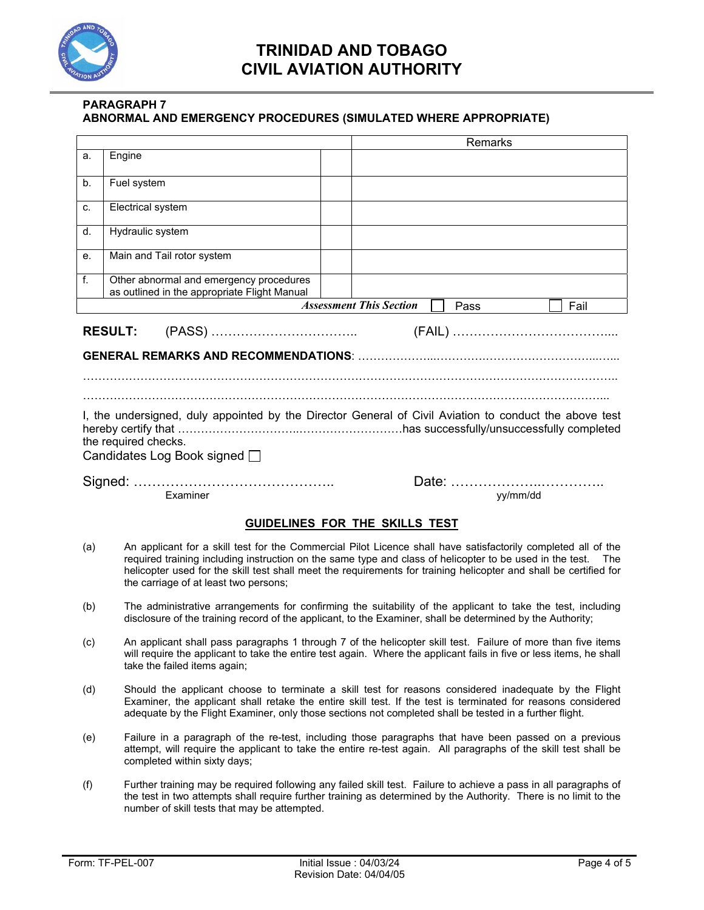# TRINIDAD AND TOBAGO CIVIL AVIATION AUTHORITY

**PARAGRAPH 7**
**ABNORMAL AND EMERGENCY PROCEDURES (SIMULATED WHERE APPROPRIATE)**

| | | | Remarks |
|---|---|---|---|
| a. | Engine | | |
| b. | Fuel system | | |
| c. | Electrical system | | |
| d. | Hydraulic system | | |
| e. | Main and Tail rotor system | | |
| f. | Other abnormal and emergency procedures as outlined in the appropriate Flight Manual | | |
| | | ***Assessment This Section*** | ☐ Pass ☐ Fail |

**RESULT:** (PASS) …………………………….. (FAIL) ………………………………....

**GENERAL REMARKS AND RECOMMENDATIONS**: ………………...………….………………………...…..

……………………………………………………………………………………………………………………..

……………………………………………………………………………………………………………………...

I, the undersigned, duly appointed by the Director General of Civil Aviation to conduct the above test hereby certify that ………………………..………………………has successfully/unsuccessfully completed the required checks.

Candidates Log Book signed ☐

Signed: …………………………………….. Date: ………………..…………..
Examiner yy/mm/dd

## GUIDELINES FOR THE SKILLS TEST

(a) An applicant for a skill test for the Commercial Pilot Licence shall have satisfactorily completed all of the required training including instruction on the same type and class of helicopter to be used in the test. The helicopter used for the skill test shall meet the requirements for training helicopter and shall be certified for the carriage of at least two persons;

(b) The administrative arrangements for confirming the suitability of the applicant to take the test, including disclosure of the training record of the applicant, to the Examiner, shall be determined by the Authority;

(c) An applicant shall pass paragraphs 1 through 7 of the helicopter skill test. Failure of more than five items will require the applicant to take the entire test again. Where the applicant fails in five or less items, he shall take the failed items again;

(d) Should the applicant choose to terminate a skill test for reasons considered inadequate by the Flight Examiner, the applicant shall retake the entire skill test. If the test is terminated for reasons considered adequate by the Flight Examiner, only those sections not completed shall be tested in a further flight.

(e) Failure in a paragraph of the re-test, including those paragraphs that have been passed on a previous attempt, will require the applicant to take the entire re-test again. All paragraphs of the skill test shall be completed within sixty days;

(f) Further training may be required following any failed skill test. Failure to achieve a pass in all paragraphs of the test in two attempts shall require further training as determined by the Authority. There is no limit to the number of skill tests that may be attempted.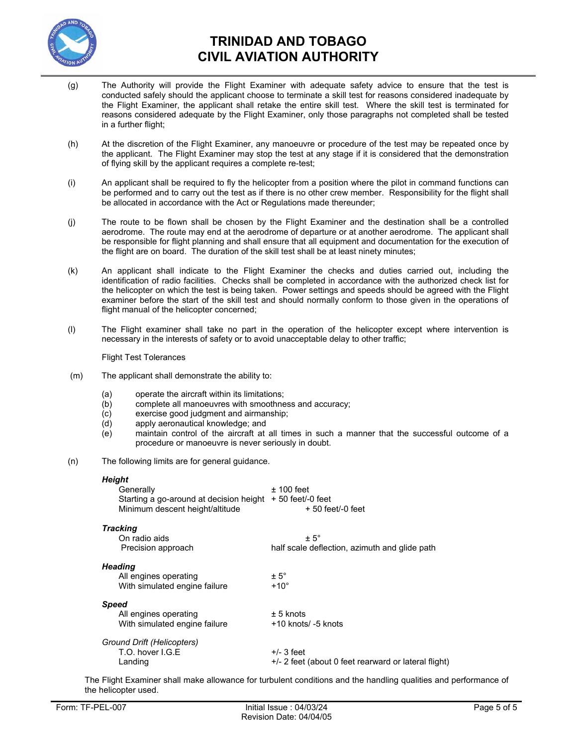(g) The Authority will provide the Flight Examiner with adequate safety advice to ensure that the test is conducted safely should the applicant choose to terminate a skill test for reasons considered inadequate by the Flight Examiner, the applicant shall retake the entire skill test. Where the skill test is terminated for reasons considered adequate by the Flight Examiner, only those paragraphs not completed shall be tested in a further flight;

(h) At the discretion of the Flight Examiner, any manoeuvre or procedure of the test may be repeated once by the applicant. The Flight Examiner may stop the test at any stage if it is considered that the demonstration of flying skill by the applicant requires a complete re-test;

(i) An applicant shall be required to fly the helicopter from a position where the pilot in command functions can be performed and to carry out the test as if there is no other crew member. Responsibility for the flight shall be allocated in accordance with the Act or Regulations made thereunder;

(j) The route to be flown shall be chosen by the Flight Examiner and the destination shall be a controlled aerodrome. The route may end at the aerodrome of departure or at another aerodrome. The applicant shall be responsible for flight planning and shall ensure that all equipment and documentation for the execution of the flight are on board. The duration of the skill test shall be at least ninety minutes;

(k) An applicant shall indicate to the Flight Examiner the checks and duties carried out, including the identification of radio facilities. Checks shall be completed in accordance with the authorized check list for the helicopter on which the test is being taken. Power settings and speeds should be agreed with the Flight examiner before the start of the skill test and should normally conform to those given in the operations of flight manual of the helicopter concerned;

(l) The Flight examiner shall take no part in the operation of the helicopter except where intervention is necessary in the interests of safety or to avoid unacceptable delay to other traffic;

Flight Test Tolerances

(m) The applicant shall demonstrate the ability to:

- (a) operate the aircraft within its limitations;
- (b) complete all manoeuvres with smoothness and accuracy;
- (c) exercise good judgment and airmanship;
- (d) apply aeronautical knowledge; and
- (e) maintain control of the aircraft at all times in such a manner that the successful outcome of a procedure or manoeuvre is never seriously in doubt.

(n) The following limits are for general guidance.

| | |
|---|---|
| ***Height*** | |
| Generally | ± 100 feet |
| Starting a go-around at decision height | + 50 feet/-0 feet |
| Minimum descent height/altitude | + 50 feet/-0 feet |
| ***Tracking*** | |
| On radio aids | ± 5° |
| Precision approach | half scale deflection, azimuth and glide path |
| ***Heading*** | |
| All engines operating | ± 5° |
| With simulated engine failure | +10° |
| ***Speed*** | |
| All engines operating | ± 5 knots |
| With simulated engine failure | +10 knots/ -5 knots |
| *Ground Drift (Helicopters)* | |
| T.O. hover I.G.E | +/- 3 feet |
| Landing | +/- 2 feet (about 0 feet rearward or lateral flight) |

The Flight Examiner shall make allowance for turbulent conditions and the handling qualities and performance of the helicopter used.